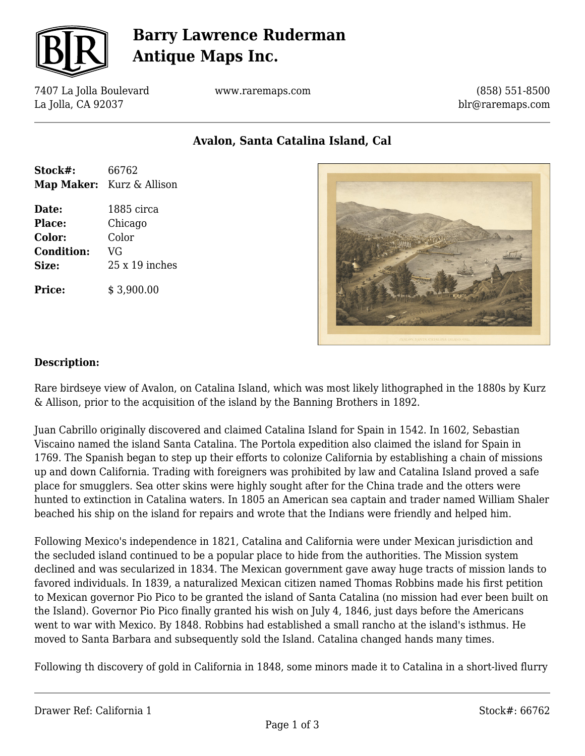# Barry Lawrence Ruderman Antique Maps Inc.

7407 La Jolla Boulevard
La Jolla, CA 92037

www.raremaps.com

(858) 551-8500
blr@raremaps.com

## Avalon, Santa Catalina Island, Cal

**Stock#:** 66762
**Map Maker:** Kurz & Allison

**Date:** 1885 circa
**Place:** Chicago
**Color:** Color
**Condition:** VG
**Size:** 25 x 19 inches

**Price:** $ 3,900.00

**Description:**

Rare birdseye view of Avalon, on Catalina Island, which was most likely lithographed in the 1880s by Kurz & Allison, prior to the acquisition of the island by the Banning Brothers in 1892.

Juan Cabrillo originally discovered and claimed Catalina Island for Spain in 1542. In 1602, Sebastian Viscaino named the island Santa Catalina. The Portola expedition also claimed the island for Spain in 1769. The Spanish began to step up their efforts to colonize California by establishing a chain of missions up and down California. Trading with foreigners was prohibited by law and Catalina Island proved a safe place for smugglers. Sea otter skins were highly sought after for the China trade and the otters were hunted to extinction in Catalina waters. In 1805 an American sea captain and trader named William Shaler beached his ship on the island for repairs and wrote that the Indians were friendly and helped him.

Following Mexico's independence in 1821, Catalina and California were under Mexican jurisdiction and the secluded island continued to be a popular place to hide from the authorities. The Mission system declined and was secularized in 1834. The Mexican government gave away huge tracts of mission lands to favored individuals. In 1839, a naturalized Mexican citizen named Thomas Robbins made his first petition to Mexican governor Pio Pico to be granted the island of Santa Catalina (no mission had ever been built on the Island). Governor Pio Pico finally granted his wish on July 4, 1846, just days before the Americans went to war with Mexico. By 1848. Robbins had established a small rancho at the island's isthmus. He moved to Santa Barbara and subsequently sold the Island. Catalina changed hands many times.

Following th discovery of gold in California in 1848, some minors made it to Catalina in a short-lived flurry

Drawer Ref: California 1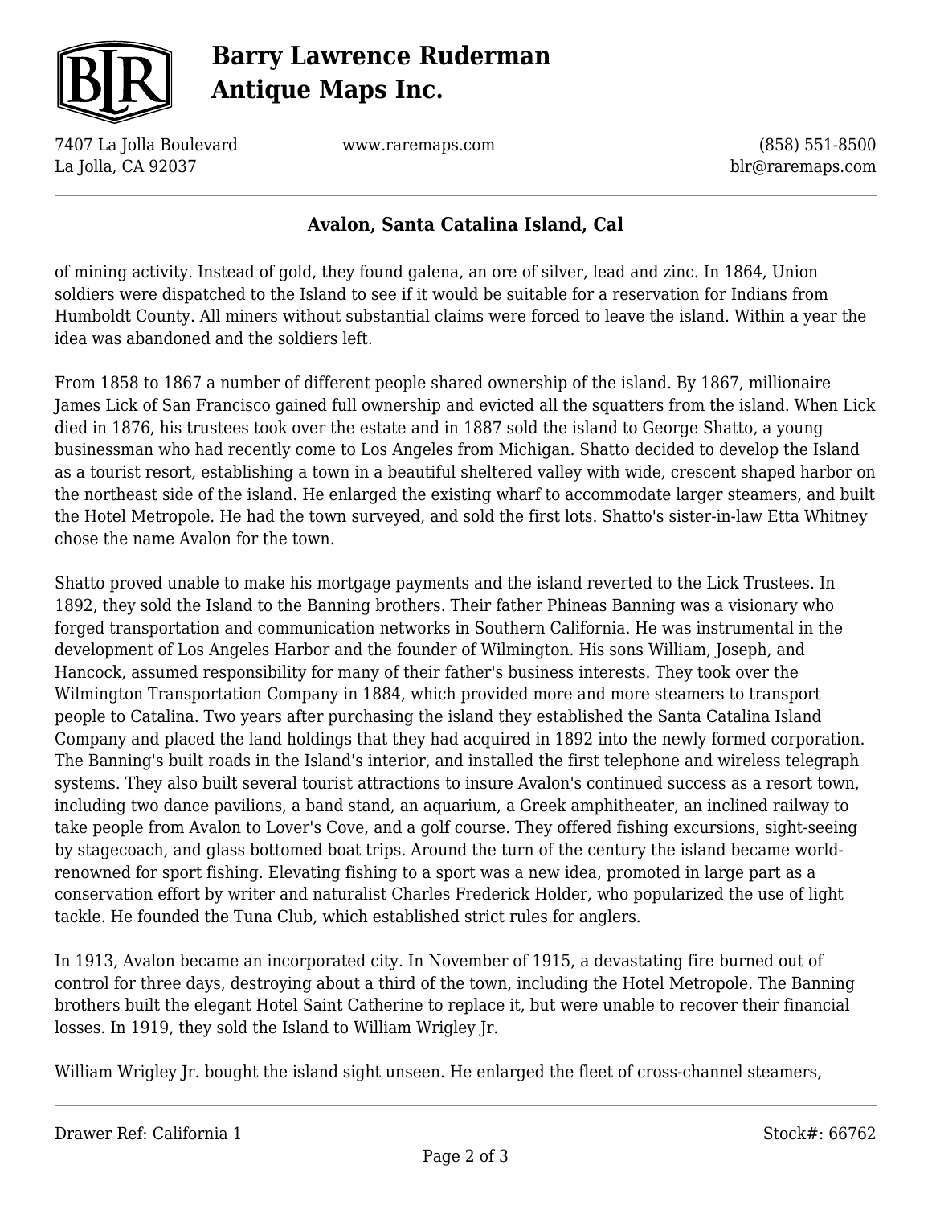of mining activity. Instead of gold, they found galena, an ore of silver, lead and zinc. In 1864, Union soldiers were dispatched to the Island to see if it would be suitable for a reservation for Indians from Humboldt County. All miners without substantial claims were forced to leave the island. Within a year the idea was abandoned and the soldiers left.

From 1858 to 1867 a number of different people shared ownership of the island. By 1867, millionaire James Lick of San Francisco gained full ownership and evicted all the squatters from the island. When Lick died in 1876, his trustees took over the estate and in 1887 sold the island to George Shatto, a young businessman who had recently come to Los Angeles from Michigan. Shatto decided to develop the Island as a tourist resort, establishing a town in a beautiful sheltered valley with wide, crescent shaped harbor on the northeast side of the island. He enlarged the existing wharf to accommodate larger steamers, and built the Hotel Metropole. He had the town surveyed, and sold the first lots. Shatto's sister-in-law Etta Whitney chose the name Avalon for the town.

Shatto proved unable to make his mortgage payments and the island reverted to the Lick Trustees. In 1892, they sold the Island to the Banning brothers. Their father Phineas Banning was a visionary who forged transportation and communication networks in Southern California. He was instrumental in the development of Los Angeles Harbor and the founder of Wilmington. His sons William, Joseph, and Hancock, assumed responsibility for many of their father's business interests. They took over the Wilmington Transportation Company in 1884, which provided more and more steamers to transport people to Catalina. Two years after purchasing the island they established the Santa Catalina Island Company and placed the land holdings that they had acquired in 1892 into the newly formed corporation. The Banning's built roads in the Island's interior, and installed the first telephone and wireless telegraph systems. They also built several tourist attractions to insure Avalon's continued success as a resort town, including two dance pavilions, a band stand, an aquarium, a Greek amphitheater, an inclined railway to take people from Avalon to Lover's Cove, and a golf course. They offered fishing excursions, sight-seeing by stagecoach, and glass bottomed boat trips. Around the turn of the century the island became world-renowned for sport fishing. Elevating fishing to a sport was a new idea, promoted in large part as a conservation effort by writer and naturalist Charles Frederick Holder, who popularized the use of light tackle. He founded the Tuna Club, which established strict rules for anglers.

In 1913, Avalon became an incorporated city. In November of 1915, a devastating fire burned out of control for three days, destroying about a third of the town, including the Hotel Metropole. The Banning brothers built the elegant Hotel Saint Catherine to replace it, but were unable to recover their financial losses. In 1919, they sold the Island to William Wrigley Jr.

William Wrigley Jr. bought the island sight unseen. He enlarged the fleet of cross-channel steamers,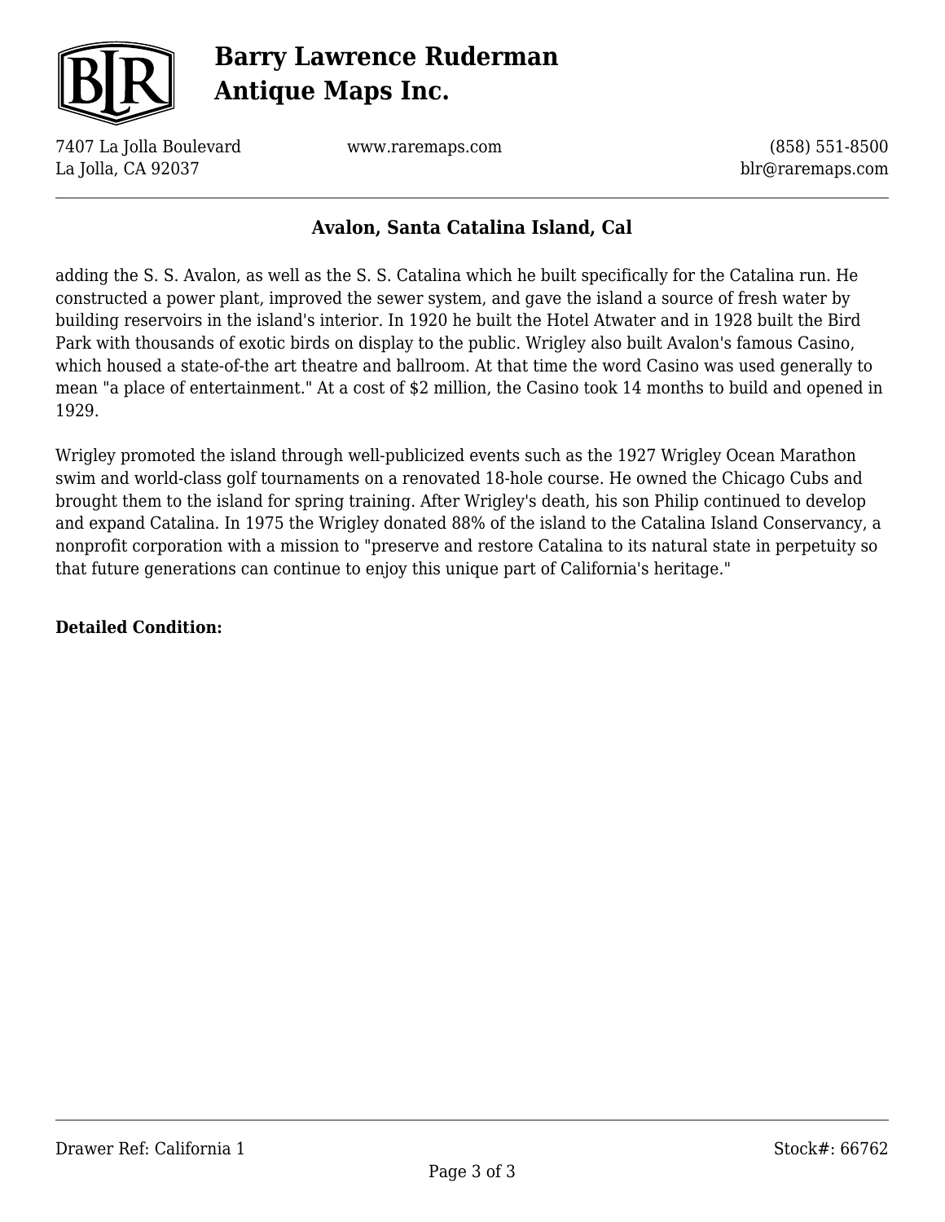adding the S. S. Avalon, as well as the S. S. Catalina which he built specifically for the Catalina run. He constructed a power plant, improved the sewer system, and gave the island a source of fresh water by building reservoirs in the island's interior. In 1920 he built the Hotel Atwater and in 1928 built the Bird Park with thousands of exotic birds on display to the public. Wrigley also built Avalon's famous Casino, which housed a state-of-the art theatre and ballroom. At that time the word Casino was used generally to mean "a place of entertainment." At a cost of $2 million, the Casino took 14 months to build and opened in 1929.

Wrigley promoted the island through well-publicized events such as the 1927 Wrigley Ocean Marathon swim and world-class golf tournaments on a renovated 18-hole course. He owned the Chicago Cubs and brought them to the island for spring training. After Wrigley's death, his son Philip continued to develop and expand Catalina. In 1975 the Wrigley donated 88% of the island to the Catalina Island Conservancy, a nonprofit corporation with a mission to "preserve and restore Catalina to its natural state in perpetuity so that future generations can continue to enjoy this unique part of California's heritage."

**Detailed Condition:**